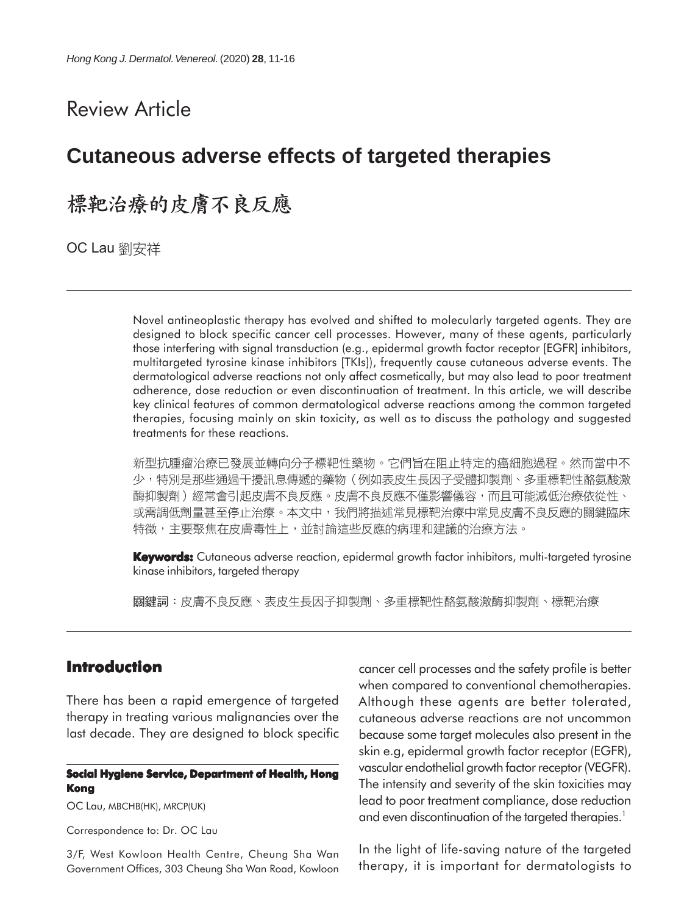Review Article

# Cutaneous adverse effects of targeted therapies

# 標靶治療的皮膚不良反應

OC Lau 劉安祥

Novel antineoplastic therapy has evolved and shifted to molecularly targeted agents. They are designed to block specific cancer cell processes. However, many of these agents, particularly those interfering with signal transduction (e.g., epidermal growth factor receptor [EGFR] inhibitors, multitargeted tyrosine kinase inhibitors [TKIs]), frequently cause cutaneous adverse events. The dermatological adverse reactions not only affect cosmetically, but may also lead to poor treatment adherence, dose reduction or even discontinuation of treatment. In this article, we will describe key clinical features of common dermatological adverse reactions among the common targeted therapies, focusing mainly on skin toxicity, as well as to discuss the pathology and suggested treatments for these reactions.

新型抗腫瘤治療已發展並轉向分子標靶性藥物。它們旨在阻止特定的癌細胞過程。然而當中不少，特別是那些通過干擾訊息傳遞的藥物（例如表皮生長因子受體抑製劑、多重標靶性酪氨酸激酶抑製劑）經常會引起皮膚不良反應。皮膚不良反應不僅影響儀容，而且可能減低治療依從性、或需調低劑量甚至停止治療。本文中，我們將描述常見標靶治療中常見皮膚不良反應的關鍵臨床特徵，主要聚焦在皮膚毒性上，並討論這些反應的病理和建議的治療方法。

**Keywords:** Cutaneous adverse reaction, epidermal growth factor inhibitors, multi-targeted tyrosine kinase inhibitors, targeted therapy

**關鍵詞**：皮膚不良反應、表皮生長因子抑製劑、多重標靶性酪氨酸激酶抑製劑、標靶治療

## Introduction

There has been a rapid emergence of targeted therapy in treating various malignancies over the last decade. They are designed to block specific cancer cell processes and the safety profile is better when compared to conventional chemotherapies. Although these agents are better tolerated, cutaneous adverse reactions are not uncommon because some target molecules also present in the skin e.g, epidermal growth factor receptor (EGFR), vascular endothelial growth factor receptor (VEGFR). The intensity and severity of the skin toxicities may lead to poor treatment compliance, dose reduction and even discontinuation of the targeted therapies.[1]

In the light of life-saving nature of the targeted therapy, it is important for dermatologists to

**Social Hygiene Service, Department of Health, Hong Kong**

OC Lau, MBCHB(HK), MRCP(UK)

Correspondence to: Dr. OC Lau

3/F, West Kowloon Health Centre, Cheung Sha Wan Government Offices, 303 Cheung Sha Wan Road, Kowloon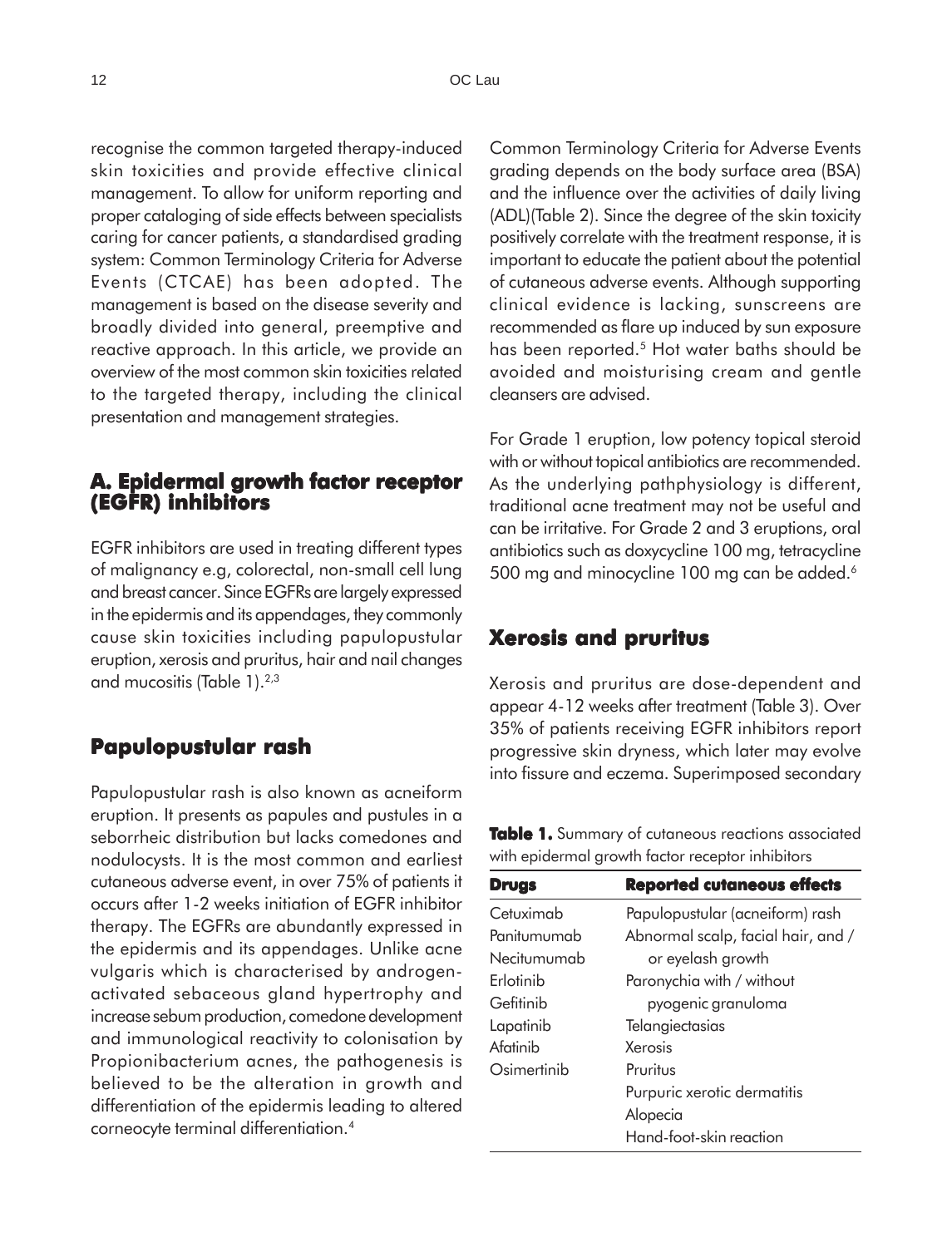recognise the common targeted therapy-induced skin toxicities and provide effective clinical management. To allow for uniform reporting and proper cataloging of side effects between specialists caring for cancer patients, a standardised grading system: Common Terminology Criteria for Adverse Events (CTCAE) has been adopted. The management is based on the disease severity and broadly divided into general, preemptive and reactive approach. In this article, we provide an overview of the most common skin toxicities related to the targeted therapy, including the clinical presentation and management strategies.

## A. Epidermal growth factor receptor (EGFR) inhibitors

EGFR inhibitors are used in treating different types of malignancy e.g, colorectal, non-small cell lung and breast cancer. Since EGFRs are largely expressed in the epidermis and its appendages, they commonly cause skin toxicities including papulopustular eruption, xerosis and pruritus, hair and nail changes and mucositis (Table 1).[2,3]

## Papulopustular rash

Papulopustular rash is also known as acneiform eruption. It presents as papules and pustules in a seborrheic distribution but lacks comedones and nodulocysts. It is the most common and earliest cutaneous adverse event, in over 75% of patients it occurs after 1-2 weeks initiation of EGFR inhibitor therapy. The EGFRs are abundantly expressed in the epidermis and its appendages. Unlike acne vulgaris which is characterised by androgen-activated sebaceous gland hypertrophy and increase sebum production, comedone development and immunological reactivity to colonisation by Propionibacterium acnes, the pathogenesis is believed to be the alteration in growth and differentiation of the epidermis leading to altered corneocyte terminal differentiation.[4]

Common Terminology Criteria for Adverse Events grading depends on the body surface area (BSA) and the influence over the activities of daily living (ADL)(Table 2). Since the degree of the skin toxicity positively correlate with the treatment response, it is important to educate the patient about the potential of cutaneous adverse events. Although supporting clinical evidence is lacking, sunscreens are recommended as flare up induced by sun exposure has been reported.[5] Hot water baths should be avoided and moisturising cream and gentle cleansers are advised.

For Grade 1 eruption, low potency topical steroid with or without topical antibiotics are recommended. As the underlying pathphysiology is different, traditional acne treatment may not be useful and can be irritative. For Grade 2 and 3 eruptions, oral antibiotics such as doxycycline 100 mg, tetracycline 500 mg and minocycline 100 mg can be added.[6]

## Xerosis and pruritus

Xerosis and pruritus are dose-dependent and appear 4-12 weeks after treatment (Table 3). Over 35% of patients receiving EGFR inhibitors report progressive skin dryness, which later may evolve into fissure and eczema. Superimposed secondary

**Table 1.** Summary of cutaneous reactions associated with epidermal growth factor receptor inhibitors

| Drugs | Reported cutaneous effects |
| --- | --- |
| Cetuximab | Papulopustular (acneiform) rash |
| Panitumumab | Abnormal scalp, facial hair, and / or eyelash growth |
| Necitumumab | Paronychia with / without pyogenic granuloma |
| Erlotinib | Telangiectasias |
| Gefitinib | Xerosis |
| Lapatinib | Pruritus |
| Afatinib | Purpuric xerotic dermatitis |
| Osimertinib | Alopecia |
| | Hand-foot-skin reaction |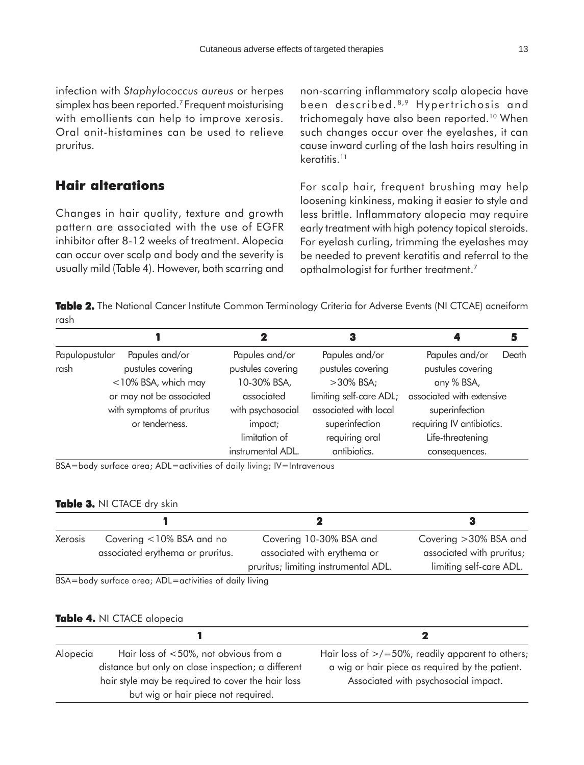infection with *Staphylococcus aureus* or herpes simplex has been reported.[7] Frequent moisturising with emollients can help to improve xerosis. Oral anit-histamines can be used to relieve pruritus.

## Hair alterations

Changes in hair quality, texture and growth pattern are associated with the use of EGFR inhibitor after 8-12 weeks of treatment. Alopecia can occur over scalp and body and the severity is usually mild (Table 4). However, both scarring and non-scarring inflammatory scalp alopecia have been described.[8,9] Hypertrichosis and trichomegaly have also been reported.[10] When such changes occur over the eyelashes, it can cause inward curling of the lash hairs resulting in keratitis.[11]

For scalp hair, frequent brushing may help loosening kinkiness, making it easier to style and less brittle. Inflammatory alopecia may require early treatment with high potency topical steroids. For eyelash curling, trimming the eyelashes may be needed to prevent keratitis and referral to the opthalmologist for further treatment.[7]

**Table 2.** The National Cancer Institute Common Terminology Criteria for Adverse Events (NI CTCAE) acneiform rash

| | 1 | 2 | 3 | 4 | 5 |
|---|---|---|---|---|---|
| Papulopustular rash | Papules and/or pustules covering <10% BSA, which may or may not be associated with symptoms of pruritus or tenderness. | Papules and/or pustules covering 10-30% BSA, associated with psychosocial impact; limitation of instrumental ADL. | Papules and/or pustules covering >30% BSA; limiting self-care ADL; associated with local superinfection requiring oral antibiotics. | Papules and/or pustules covering any % BSA, associated with extensive superinfection requiring IV antibiotics. Life-threatening consequences. | Death |

BSA=body surface area; ADL=activities of daily living; IV=Intravenous

**Table 3.** NI CTACE dry skin

| | 1 | 2 | 3 |
|---|---|---|---|
| Xerosis | Covering <10% BSA and no associated erythema or pruritus. | Covering 10-30% BSA and associated with erythema or pruritus; limiting instrumental ADL. | Covering >30% BSA and associated with pruritus; limiting self-care ADL. |

BSA=body surface area; ADL=activities of daily living

**Table 4.** NI CTACE alopecia

| | 1 | 2 |
|---|---|---|
| Alopecia | Hair loss of <50%, not obvious from a distance but only on close inspection; a different hair style may be required to cover the hair loss but wig or hair piece not required. | Hair loss of >/=50%, readily apparent to others; a wig or hair piece as required by the patient. Associated with psychosocial impact. |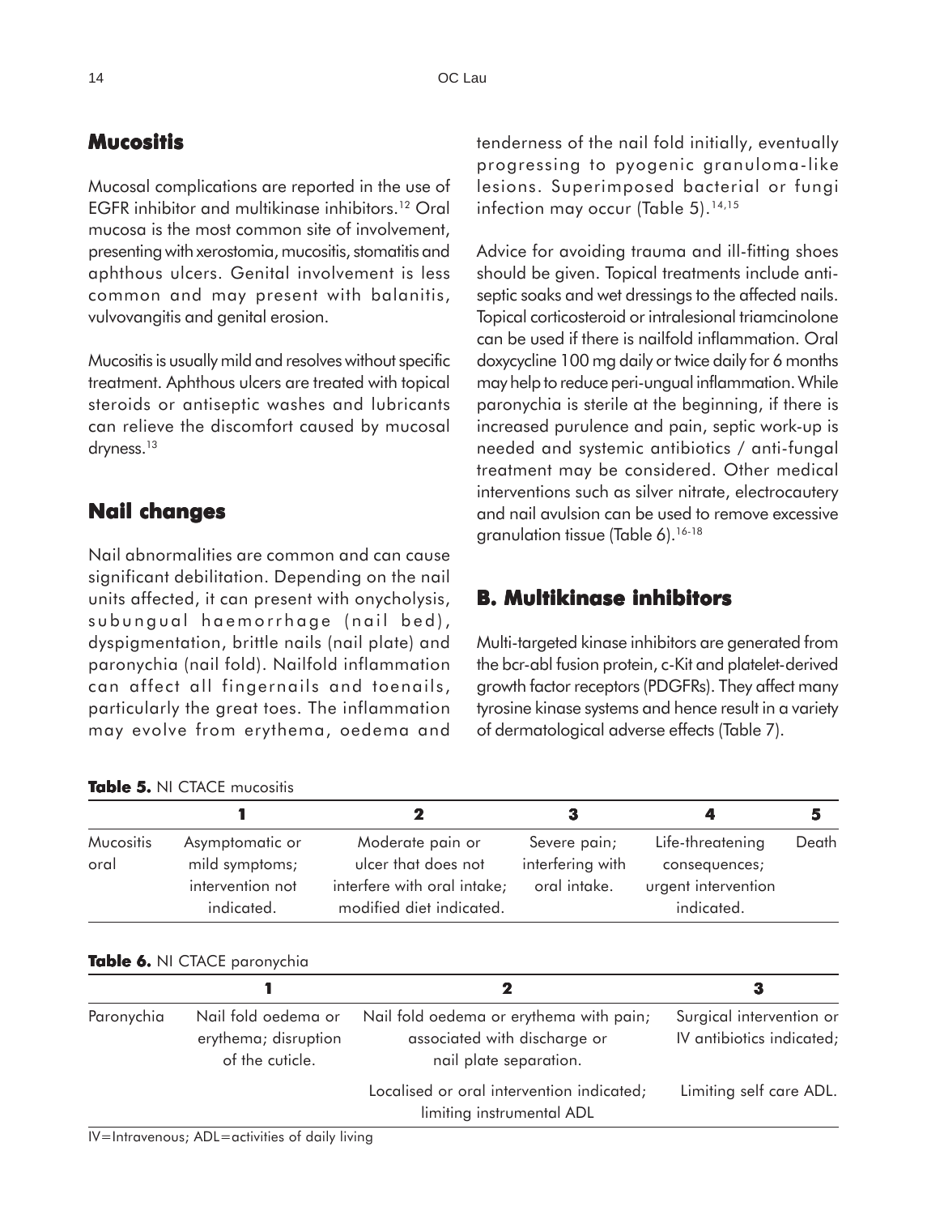## Mucositis

Mucosal complications are reported in the use of EGFR inhibitor and multikinase inhibitors.[12] Oral mucosa is the most common site of involvement, presenting with xerostomia, mucositis, stomatitis and aphthous ulcers. Genital involvement is less common and may present with balanitis, vulvovangitis and genital erosion.

Mucositis is usually mild and resolves without specific treatment. Aphthous ulcers are treated with topical steroids or antiseptic washes and lubricants can relieve the discomfort caused by mucosal dryness.[13]

## Nail changes

Nail abnormalities are common and can cause significant debilitation. Depending on the nail units affected, it can present with onycholysis, subungual haemorrhage (nail bed), dyspigmentation, brittle nails (nail plate) and paronychia (nail fold). Nailfold inflammation can affect all fingernails and toenails, particularly the great toes. The inflammation may evolve from erythema, oedema and tenderness of the nail fold initially, eventually progressing to pyogenic granuloma-like lesions. Superimposed bacterial or fungi infection may occur (Table 5).[14,15]

Advice for avoiding trauma and ill-fitting shoes should be given. Topical treatments include antiseptic soaks and wet dressings to the affected nails. Topical corticosteroid or intralesional triamcinolone can be used if there is nailfold inflammation. Oral doxycycline 100 mg daily or twice daily for 6 months may help to reduce peri-ungual inflammation. While paronychia is sterile at the beginning, if there is increased purulence and pain, septic work-up is needed and systemic antibiotics / anti-fungal treatment may be considered. Other medical interventions such as silver nitrate, electrocautery and nail avulsion can be used to remove excessive granulation tissue (Table 6).[16-18]

## B. Multikinase inhibitors

Multi-targeted kinase inhibitors are generated from the bcr-abl fusion protein, c-Kit and platelet-derived growth factor receptors (PDGFRs). They affect many tyrosine kinase systems and hence result in a variety of dermatological adverse effects (Table 7).

**Table 5.** NI CTACE mucositis

| | 1 | 2 | 3 | 4 | 5 |
|---|---|---|---|---|---|
| Mucositis oral | Asymptomatic or mild symptoms; intervention not indicated. | Moderate pain or ulcer that does not interfere with oral intake; modified diet indicated. | Severe pain; interfering with oral intake. | Life-threatening consequences; urgent intervention indicated. | Death |

**Table 6.** NI CTACE paronychia

| | 1 | 2 | 3 |
|---|---|---|---|
| Paronychia | Nail fold oedema or erythema; disruption of the cuticle. | Nail fold oedema or erythema with pain; associated with discharge or nail plate separation. | Surgical intervention or IV antibiotics indicated; |
| | | Localised or oral intervention indicated; limiting instrumental ADL | Limiting self care ADL. |

IV=Intravenous; ADL=activities of daily living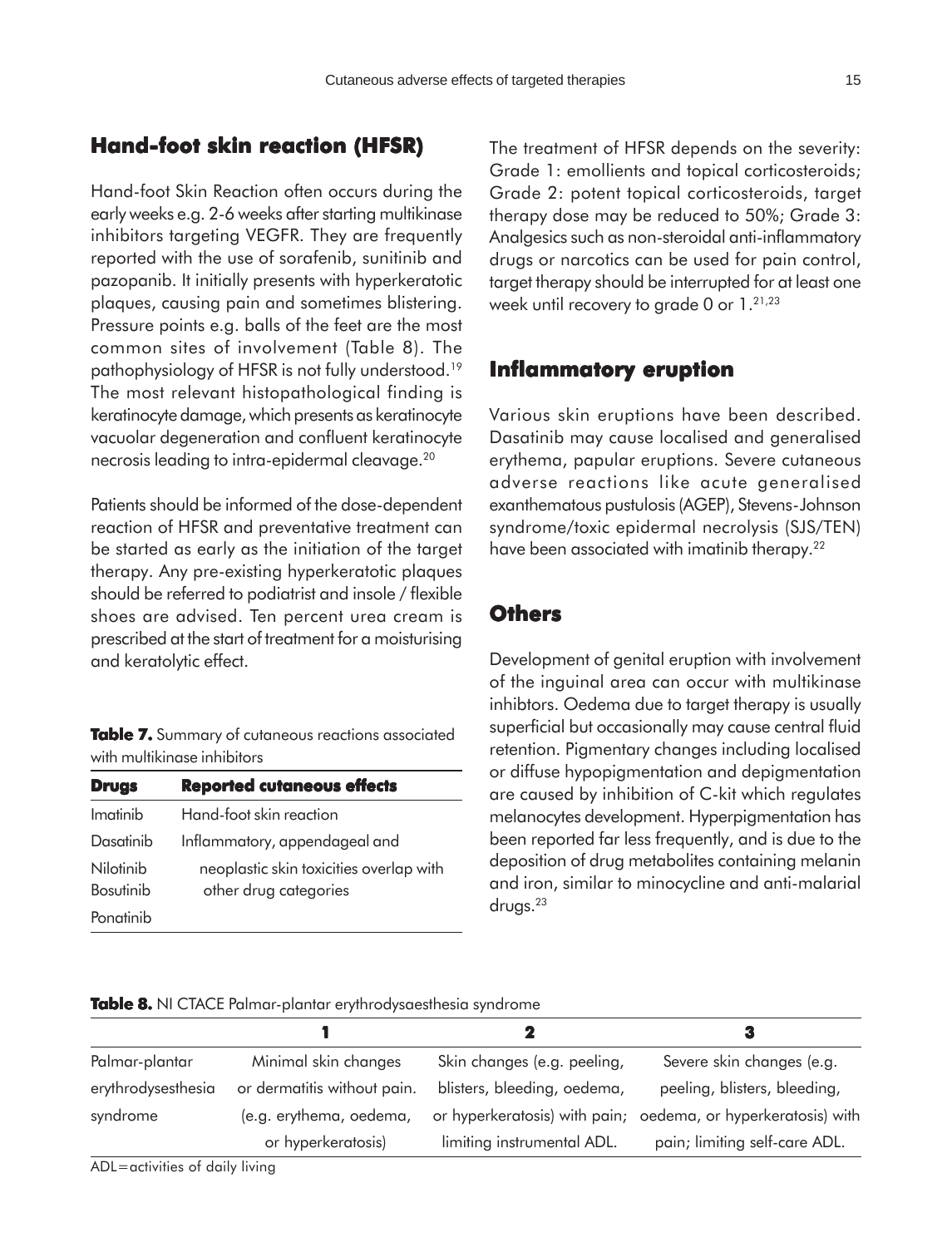## Hand-foot skin reaction (HFSR)

Hand-foot Skin Reaction often occurs during the early weeks e.g. 2-6 weeks after starting multikinase inhibitors targeting VEGFR. They are frequently reported with the use of sorafenib, sunitinib and pazopanib. It initially presents with hyperkeratotic plaques, causing pain and sometimes blistering. Pressure points e.g. balls of the feet are the most common sites of involvement (Table 8). The pathophysiology of HFSR is not fully understood.[19] The most relevant histopathological finding is keratinocyte damage, which presents as keratinocyte vacuolar degeneration and confluent keratinocyte necrosis leading to intra-epidermal cleavage.[20]

Patients should be informed of the dose-dependent reaction of HFSR and preventative treatment can be started as early as the initiation of the target therapy. Any pre-existing hyperkeratotic plaques should be referred to podiatrist and insole / flexible shoes are advised. Ten percent urea cream is prescribed at the start of treatment for a moisturising and keratolytic effect.

**Table 7.** Summary of cutaneous reactions associated with multikinase inhibitors

| Drugs | Reported cutaneous effects |
|---|---|
| Imatinib | Hand-foot skin reaction |
| Dasatinib | Inflammatory, appendageal and |
| Nilotinib<br>Bosutinib | neoplastic skin toxicities overlap with other drug categories |
| Ponatinib | |

The treatment of HFSR depends on the severity: Grade 1: emollients and topical corticosteroids; Grade 2: potent topical corticosteroids, target therapy dose may be reduced to 50%; Grade 3: Analgesics such as non-steroidal anti-inflammatory drugs or narcotics can be used for pain control, target therapy should be interrupted for at least one week until recovery to grade 0 or 1.[21,23]

## Inflammatory eruption

Various skin eruptions have been described. Dasatinib may cause localised and generalised erythema, papular eruptions. Severe cutaneous adverse reactions like acute generalised exanthematous pustulosis (AGEP), Stevens-Johnson syndrome/toxic epidermal necrolysis (SJS/TEN) have been associated with imatinib therapy.[22]

## Others

Development of genital eruption with involvement of the inguinal area can occur with multikinase inhibtors. Oedema due to target therapy is usually superficial but occasionally may cause central fluid retention. Pigmentary changes including localised or diffuse hypopigmentation and depigmentation are caused by inhibition of C-kit which regulates melanocytes development. Hyperpigmentation has been reported far less frequently, and is due to the deposition of drug metabolites containing melanin and iron, similar to minocycline and anti-malarial drugs.[23]

**Table 8.** NI CTACE Palmar-plantar erythrodysaesthesia syndrome

| | 1 | 2 | 3 |
|---|---|---|---|
| Palmar-plantar erythrodysesthesia syndrome | Minimal skin changes or dermatitis without pain. (e.g. erythema, oedema, or hyperkeratosis) | Skin changes (e.g. peeling, blisters, bleeding, oedema, or hyperkeratosis) with pain; limiting instrumental ADL. | Severe skin changes (e.g. peeling, blisters, bleeding, oedema, or hyperkeratosis) with pain; limiting self-care ADL. |

ADL=activities of daily living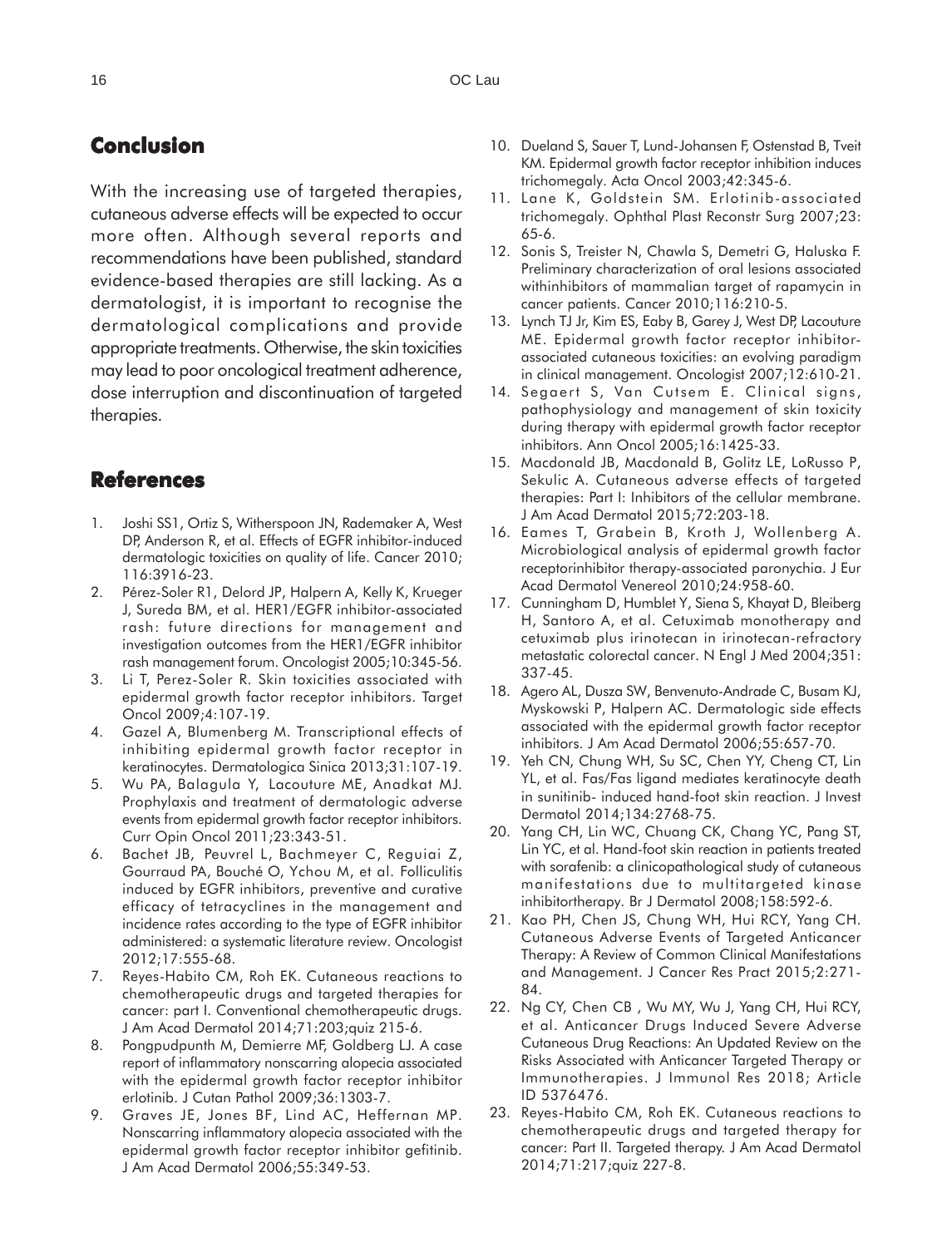## Conclusion

With the increasing use of targeted therapies, cutaneous adverse effects will be expected to occur more often. Although several reports and recommendations have been published, standard evidence-based therapies are still lacking. As a dermatologist, it is important to recognise the dermatological complications and provide appropriate treatments. Otherwise, the skin toxicities may lead to poor oncological treatment adherence, dose interruption and discontinuation of targeted therapies.

## References

1. Joshi SS1, Ortiz S, Witherspoon JN, Rademaker A, West DP, Anderson R, et al. Effects of EGFR inhibitor-induced dermatologic toxicities on quality of life. Cancer 2010; 116:3916-23.
2. Pérez-Soler R1, Delord JP, Halpern A, Kelly K, Krueger J, Sureda BM, et al. HER1/EGFR inhibitor-associated rash: future directions for management and investigation outcomes from the HER1/EGFR inhibitor rash management forum. Oncologist 2005;10:345-56.
3. Li T, Perez-Soler R. Skin toxicities associated with epidermal growth factor receptor inhibitors. Target Oncol 2009;4:107-19.
4. Gazel A, Blumenberg M. Transcriptional effects of inhibiting epidermal growth factor receptor in keratinocytes. Dermatologica Sinica 2013;31:107-19.
5. Wu PA, Balagula Y, Lacouture ME, Anadkat MJ. Prophylaxis and treatment of dermatologic adverse events from epidermal growth factor receptor inhibitors. Curr Opin Oncol 2011;23:343-51.
6. Bachet JB, Peuvrel L, Bachmeyer C, Reguiai Z, Gourraud PA, Bouché O, Ychou M, et al. Folliculitis induced by EGFR inhibitors, preventive and curative efficacy of tetracyclines in the management and incidence rates according to the type of EGFR inhibitor administered: a systematic literature review. Oncologist 2012;17:555-68.
7. Reyes-Habito CM, Roh EK. Cutaneous reactions to chemotherapeutic drugs and targeted therapies for cancer: part I. Conventional chemotherapeutic drugs. J Am Acad Dermatol 2014;71:203;quiz 215-6.
8. Pongpudpunth M, Demierre MF, Goldberg LJ. A case report of inflammatory nonscarring alopecia associated with the epidermal growth factor receptor inhibitor erlotinib. J Cutan Pathol 2009;36:1303-7.
9. Graves JE, Jones BF, Lind AC, Heffernan MP. Nonscarring inflammatory alopecia associated with the epidermal growth factor receptor inhibitor gefitinib. J Am Acad Dermatol 2006;55:349-53.
10. Dueland S, Sauer T, Lund-Johansen F, Ostenstad B, Tveit KM. Epidermal growth factor receptor inhibition induces trichomegaly. Acta Oncol 2003;42:345-6.
11. Lane K, Goldstein SM. Erlotinib-associated trichomegaly. Ophthal Plast Reconstr Surg 2007;23: 65-6.
12. Sonis S, Treister N, Chawla S, Demetri G, Haluska F. Preliminary characterization of oral lesions associated withinhibitors of mammalian target of rapamycin in cancer patients. Cancer 2010;116:210-5.
13. Lynch TJ Jr, Kim ES, Eaby B, Garey J, West DP, Lacouture ME. Epidermal growth factor receptor inhibitor-associated cutaneous toxicities: an evolving paradigm in clinical management. Oncologist 2007;12:610-21.
14. Segaert S, Van Cutsem E. Clinical signs, pathophysiology and management of skin toxicity during therapy with epidermal growth factor receptor inhibitors. Ann Oncol 2005;16:1425-33.
15. Macdonald JB, Macdonald B, Golitz LE, LoRusso P, Sekulic A. Cutaneous adverse effects of targeted therapies: Part I: Inhibitors of the cellular membrane. J Am Acad Dermatol 2015;72:203-18.
16. Eames T, Grabein B, Kroth J, Wollenberg A. Microbiological analysis of epidermal growth factor receptorinhibitor therapy-associated paronychia. J Eur Acad Dermatol Venereol 2010;24:958-60.
17. Cunningham D, Humblet Y, Siena S, Khayat D, Bleiberg H, Santoro A, et al. Cetuximab monotherapy and cetuximab plus irinotecan in irinotecan-refractory metastatic colorectal cancer. N Engl J Med 2004;351: 337-45.
18. Agero AL, Dusza SW, Benvenuto-Andrade C, Busam KJ, Myskowski P, Halpern AC. Dermatologic side effects associated with the epidermal growth factor receptor inhibitors. J Am Acad Dermatol 2006;55:657-70.
19. Yeh CN, Chung WH, Su SC, Chen YY, Cheng CT, Lin YL, et al. Fas/Fas ligand mediates keratinocyte death in sunitinib- induced hand-foot skin reaction. J Invest Dermatol 2014;134:2768-75.
20. Yang CH, Lin WC, Chuang CK, Chang YC, Pang ST, Lin YC, et al. Hand-foot skin reaction in patients treated with sorafenib: a clinicopathological study of cutaneous manifestations due to multitargeted kinase inhibitortherapy. Br J Dermatol 2008;158:592-6.
21. Kao PH, Chen JS, Chung WH, Hui RCY, Yang CH. Cutaneous Adverse Events of Targeted Anticancer Therapy: A Review of Common Clinical Manifestations and Management. J Cancer Res Pract 2015;2:271-84.
22. Ng CY, Chen CB , Wu MY, Wu J, Yang CH, Hui RCY, et al. Anticancer Drugs Induced Severe Adverse Cutaneous Drug Reactions: An Updated Review on the Risks Associated with Anticancer Targeted Therapy or Immunotherapies. J Immunol Res 2018; Article ID 5376476.
23. Reyes-Habito CM, Roh EK. Cutaneous reactions to chemotherapeutic drugs and targeted therapy for cancer: Part II. Targeted therapy. J Am Acad Dermatol 2014;71:217;quiz 227-8.